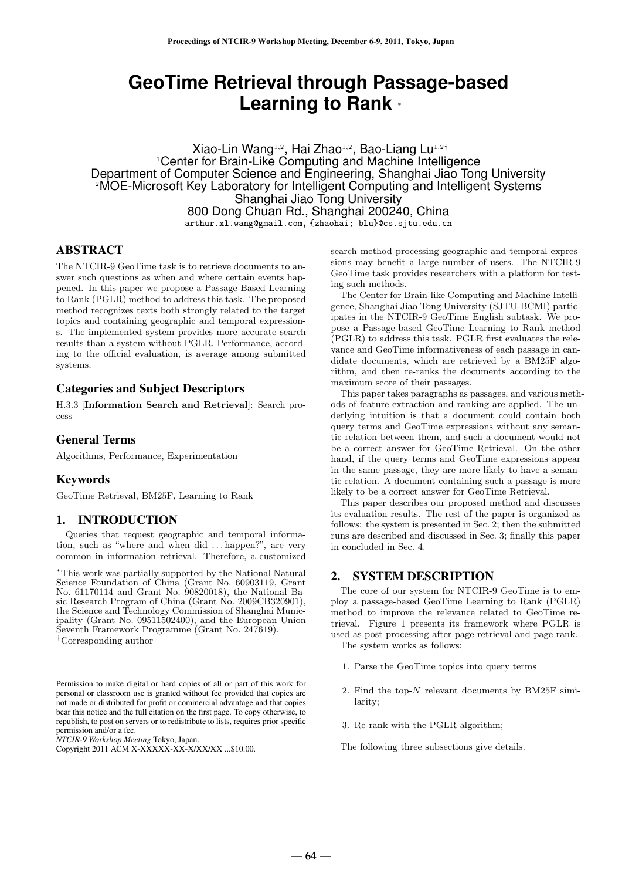# GeoTime Retrieval through Passage-based Learning to Rank [*]

Xiao-Lin Wang[1,2], Hai Zhao[1,2], Bao-Liang Lu[1,2†]

[1]Center for Brain-Like Computing and Machine Intelligence
Department of Computer Science and Engineering, Shanghai Jiao Tong University
[2]MOE-Microsoft Key Laboratory for Intelligent Computing and Intelligent Systems
Shanghai Jiao Tong University
800 Dong Chuan Rd., Shanghai 200240, China
arthur.xl.wang@gmail.com, {zhaohai; blu}@cs.sjtu.edu.cn

## ABSTRACT

The NTCIR-9 GeoTime task is to retrieve documents to answer such questions as when and where certain events happened. In this paper we propose a Passage-Based Learning to Rank (PGLR) method to address this task. The proposed method recognizes texts both strongly related to the target topics and containing geographic and temporal expressions. The implemented system provides more accurate search results than a system without PGLR. Performance, according to the official evaluation, is average among submitted systems.

### Categories and Subject Descriptors

H.3.3 [**Information Search and Retrieval**]: Search process

### General Terms

Algorithms, Performance, Experimentation

### Keywords

GeoTime Retrieval, BM25F, Learning to Rank

## 1. INTRODUCTION

Queries that request geographic and temporal information, such as "where and when did ... happen?", are very common in information retrieval. Therefore, a customized search method processing geographic and temporal expressions may benefit a large number of users. The NTCIR-9 GeoTime task provides researchers with a platform for testing such methods.

The Center for Brain-like Computing and Machine Intelligence, Shanghai Jiao Tong University (SJTU-BCMI) participates in the NTCIR-9 GeoTime English subtask. We propose a Passage-based GeoTime Learning to Rank method (PGLR) to address this task. PGLR first evaluates the relevance and GeoTime informativeness of each passage in candidate documents, which are retrieved by a BM25F algorithm, and then re-ranks the documents according to the maximum score of their passages.

This paper takes paragraphs as passages, and various methods of feature extraction and ranking are applied. The underlying intuition is that a document could contain both query terms and GeoTime expressions without any semantic relation between them, and such a document would not be a correct answer for GeoTime Retrieval. On the other hand, if the query terms and GeoTime expressions appear in the same passage, they are more likely to have a semantic relation. A document containing such a passage is more likely to be a correct answer for GeoTime Retrieval.

This paper describes our proposed method and discusses its evaluation results. The rest of the paper is organized as follows: the system is presented in Sec. 2; then the submitted runs are described and discussed in Sec. 3; finally this paper in concluded in Sec. 4.

## 2. SYSTEM DESCRIPTION

The core of our system for NTCIR-9 GeoTime is to employ a passage-based GeoTime Learning to Rank (PGLR) method to improve the relevance related to GeoTime retrieval. Figure 1 presents its framework where PGLR is used as post processing after page retrieval and page rank.

The system works as follows:

1. Parse the GeoTime topics into query terms
2. Find the top-$N$ relevant documents by BM25F similarity;
3. Re-rank with the PGLR algorithm;

The following three subsections give details.

---

[*]This work was partially supported by the National Natural Science Foundation of China (Grant No. 60903119, Grant No. 61170114 and Grant No. 90820018), the National Basic Research Program of China (Grant No. 2009CB320901), the Science and Technology Commission of Shanghai Municipality (Grant No. 09511502400), and the European Union Seventh Framework Programme (Grant No. 247619).

[†]Corresponding author

Permission to make digital or hard copies of all or part of this work for personal or classroom use is granted without fee provided that copies are not made or distributed for profit or commercial advantage and that copies bear this notice and the full citation on the first page. To copy otherwise, to republish, to post on servers or to redistribute to lists, requires prior specific permission and/or a fee.
*NTCIR-9 Workshop Meeting* Tokyo, Japan.
Copyright 2011 ACM X-XXXXX-XX-X/XX/XX ...$10.00.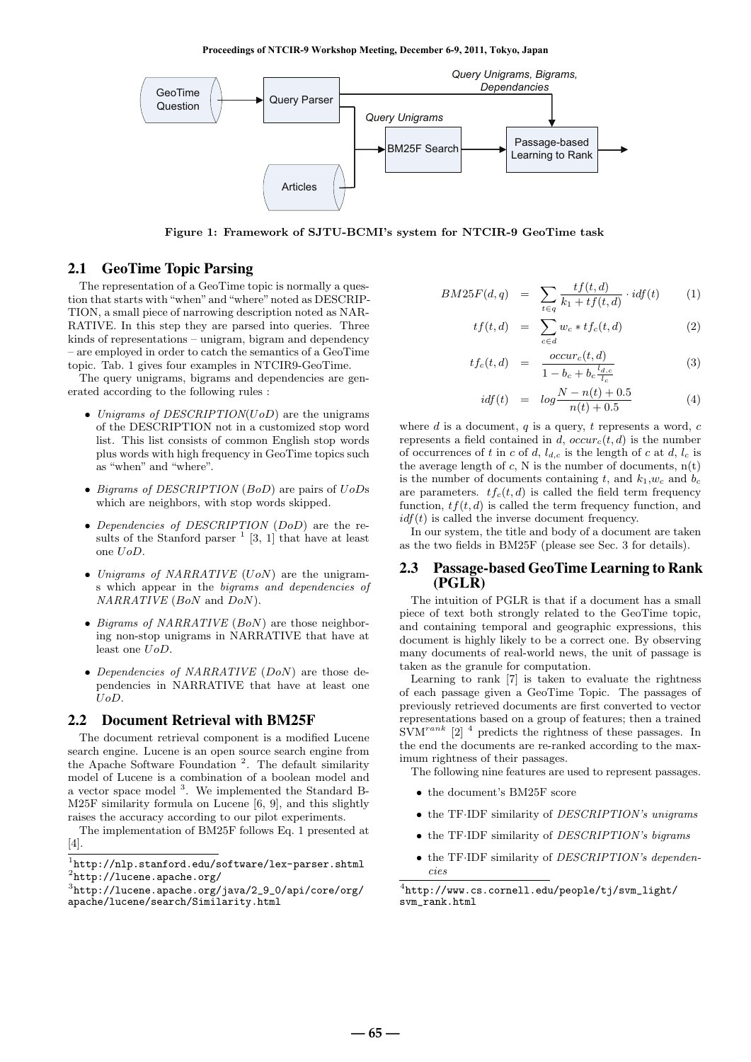Figure 1: Framework of SJTU-BCMI's system for NTCIR-9 GeoTime task

## 2.1 GeoTime Topic Parsing

The representation of a GeoTime topic is normally a question that starts with "when" and "where" noted as DESCRIPTION, a small piece of narrowing description noted as NARRATIVE. In this step they are parsed into queries. Three kinds of representations – unigram, bigram and dependency – are employed in order to catch the semantics of a GeoTime topic. Tab. 1 gives four examples in NTCIR9-GeoTime.

The query unigrams, bigrams and dependencies are generated according to the following rules :

- *Unigrams of DESCRIPTION*($UoD$) are the unigrams of the DESCRIPTION not in a customized stop word list. This list consists of common English stop words plus words with high frequency in GeoTime topics such as "when" and "where".
- *Bigrams of DESCRIPTION* ($BoD$) are pairs of $UoD$s which are neighbors, with stop words skipped.
- *Dependencies of DESCRIPTION* ($DoD$) are the results of the Stanford parser [1] [3, 1] that have at least one $UoD$.
- *Unigrams of NARRATIVE* ($UoN$) are the unigrams which appear in the *bigrams and dependencies of NARRATIVE* ($BoN$ and $DoN$).
- *Bigrams of NARRATIVE* ($BoN$) are those neighboring non-stop unigrams in NARRATIVE that have at least one $UoD$.
- *Dependencies of NARRATIVE* ($DoN$) are those dependencies in NARRATIVE that have at least one $UoD$.

## 2.2 Document Retrieval with BM25F

The document retrieval component is a modified Lucene search engine. Lucene is an open source search engine from the Apache Software Foundation [2]. The default similarity model of Lucene is a combination of a boolean model and a vector space model [3]. We implemented the Standard BM25F similarity formula on Lucene [6, 9], and this slightly raises the accuracy according to our pilot experiments.

The implementation of BM25F follows Eq. 1 presented at [4].

$$BM25F(d,q) = \sum_{t \in q} \frac{tf(t,d)}{k_1 + tf(t,d)} \cdot idf(t) \quad (1)$$

$$tf(t,d) = \sum_{c \in d} w_c * tf_c(t,d) \quad (2)$$

$$tf_c(t,d) = \frac{occur_c(t,d)}{1 - b_c + b_c \frac{l_{d,c}}{l_c}} \quad (3)$$

$$idf(t) = log \frac{N - n(t) + 0.5}{n(t) + 0.5} \quad (4)$$

where $d$ is a document, $q$ is a query, $t$ represents a word, $c$ represents a field contained in $d$, $occur_c(t,d)$ is the number of occurrences of $t$ in $c$ of $d$, $l_{d,c}$ is the length of $c$ at $d$, $l_c$ is the average length of $c$, N is the number of documents, n($t$) is the number of documents containing $t$, and $k_1$,$w_c$ and $b_c$ are parameters. $tf_c(t,d)$ is called the field term frequency function, $tf(t,d)$ is called the term frequency function, and $idf(t)$ is called the inverse document frequency.

In our system, the title and body of a document are taken as the two fields in BM25F (please see Sec. 3 for details).

## 2.3 Passage-based GeoTime Learning to Rank (PGLR)

The intuition of PGLR is that if a document has a small piece of text both strongly related to the GeoTime topic, and containing temporal and geographic expressions, this document is highly likely to be a correct one. By observing many documents of real-world news, the unit of passage is taken as the granule for computation.

Learning to rank [7] is taken to evaluate the rightness of each passage given a GeoTime Topic. The passages of previously retrieved documents are first converted to vector representations based on a group of features; then a trained $\text{SVM}^{rank}$ [2] [4] predicts the rightness of these passages. In the end the documents are re-ranked according to the maximum rightness of their passages.

The following nine features are used to represent passages.

- the document's BM25F score
- the TF·IDF similarity of *DESCRIPTION's unigrams*
- the TF·IDF similarity of *DESCRIPTION's bigrams*
- the TF·IDF similarity of *DESCRIPTION's dependencies*

[1] http://nlp.stanford.edu/software/lex-parser.shtml

[2] http://lucene.apache.org/

[3] http://lucene.apache.org/java/2_9_0/api/core/org/apache/lucene/search/Similarity.html

[4] http://www.cs.cornell.edu/people/tj/svm_light/svm_rank.html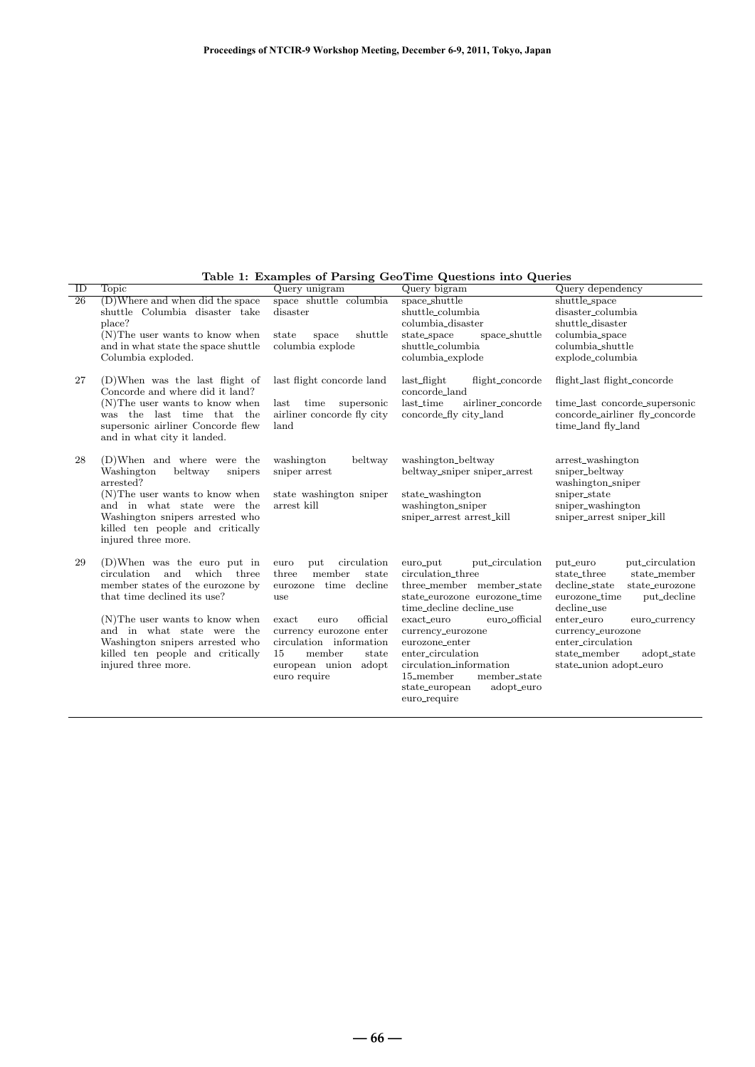**Table 1: Examples of Parsing GeoTime Questions into Queries**

| ID | Topic | Query unigram | Query bigram | Query dependency |
|---|---|---|---|---|
| 26 | (D)Where and when did the space shuttle Columbia disaster take place? | space shuttle columbia disaster | space_shuttle shuttle_columbia columbia_disaster | shuttle_space disaster_columbia shuttle_disaster |
| | (N)The user wants to know when and in what state the space shuttle Columbia exploded. | state space shuttle columbia explode | state_space space_shuttle shuttle_columbia columbia_explode | columbia_space columbia_shuttle explode_columbia |
| 27 | (D)When was the last flight of Concorde and where did it land? | last flight concorde land | last_flight flight_concorde concorde_land | flight_last flight_concorde |
| | (N)The user wants to know when was the last time that the supersonic airliner Concorde flew and in what city it landed. | last time supersonic airliner concorde fly city land | last_time airliner_concorde concorde_fly city_land | time_last concorde_supersonic concorde_airliner fly_concorde time_land fly_land |
| 28 | (D)When and where were the Washington beltway snipers arrested? | washington beltway sniper arrest | washington_beltway beltway_sniper sniper_arrest | arrest_washington sniper_beltway washington_sniper |
| | (N)The user wants to know when and in what state were the Washington snipers arrested who killed ten people and critically injured three more. | state washington sniper arrest kill | state_washington washington_sniper sniper_arrest arrest_kill | sniper_state sniper_washington sniper_arrest sniper_kill |
| 29 | (D)When was the euro put in circulation and which three member states of the eurozone by that time declined its use? | euro put circulation three member state eurozone time decline use | euro_put put_circulation circulation_three three_member member_state state_eurozone eurozone_time time_decline decline_use | put_euro put_circulation state_three state_member decline_state state_eurozone eurozone_time put_decline decline_use |
| | (N)The user wants to know when and in what state were the Washington snipers arrested who killed ten people and critically injured three more. | exact euro official currency eurozone enter circulation information 15 member state european union adopt euro require | exact_euro euro_official currency_eurozone eurozone_enter enter_circulation circulation_information 15_member member_state state_european adopt_euro euro_require | enter_euro euro_currency currency_eurozone enter_circulation state_member adopt_state state_union adopt_euro |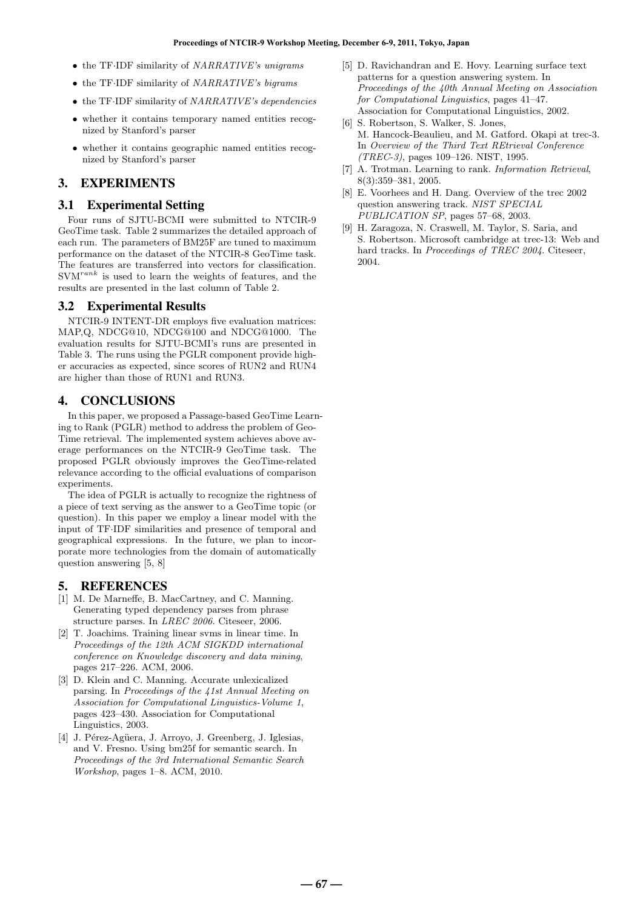- the TF·IDF similarity of *NARRATIVE's unigrams*
- the TF·IDF similarity of *NARRATIVE's bigrams*
- the TF·IDF similarity of *NARRATIVE's dependencies*
- whether it contains temporary named entities recognized by Stanford's parser
- whether it contains geographic named entities recognized by Stanford's parser

## 3. EXPERIMENTS

### 3.1 Experimental Setting

Four runs of SJTU-BCMI were submitted to NTCIR-9 GeoTime task. Table 2 summarizes the detailed approach of each run. The parameters of BM25F are tuned to maximum performance on the dataset of the NTCIR-8 GeoTime task. The features are transferred into vectors for classification. $\text{SVM}^{rank}$ is used to learn the weights of features, and the results are presented in the last column of Table 2.

### 3.2 Experimental Results

NTCIR-9 INTENT-DR employs five evaluation matrices: MAP,Q, NDCG@10, NDCG@100 and NDCG@1000. The evaluation results for SJTU-BCMI's runs are presented in Table 3. The runs using the PGLR component provide higher accuracies as expected, since scores of RUN2 and RUN4 are higher than those of RUN1 and RUN3.

## 4. CONCLUSIONS

In this paper, we proposed a Passage-based GeoTime Learning to Rank (PGLR) method to address the problem of GeoTime retrieval. The implemented system achieves above average performances on the NTCIR-9 GeoTime task. The proposed PGLR obviously improves the GeoTime-related relevance according to the official evaluations of comparison experiments.

The idea of PGLR is actually to recognize the rightness of a piece of text serving as the answer to a GeoTime topic (or question). In this paper we employ a linear model with the input of TF·IDF similarities and presence of temporal and geographical expressions. In the future, we plan to incorporate more technologies from the domain of automatically question answering [5, 8]

## 5. REFERENCES

[1] M. De Marneffe, B. MacCartney, and C. Manning. Generating typed dependency parses from phrase structure parses. In *LREC 2006*. Citeseer, 2006.

[2] T. Joachims. Training linear svms in linear time. In *Proceedings of the 12th ACM SIGKDD international conference on Knowledge discovery and data mining*, pages 217–226. ACM, 2006.

[3] D. Klein and C. Manning. Accurate unlexicalized parsing. In *Proceedings of the 41st Annual Meeting on Association for Computational Linguistics-Volume 1*, pages 423–430. Association for Computational Linguistics, 2003.

[4] J. Pérez-Agüera, J. Arroyo, J. Greenberg, J. Iglesias, and V. Fresno. Using bm25f for semantic search. In *Proceedings of the 3rd International Semantic Search Workshop*, pages 1–8. ACM, 2010.

[5] D. Ravichandran and E. Hovy. Learning surface text patterns for a question answering system. In *Proceedings of the 40th Annual Meeting on Association for Computational Linguistics*, pages 41–47. Association for Computational Linguistics, 2002.

[6] S. Robertson, S. Walker, S. Jones, M. Hancock-Beaulieu, and M. Gatford. Okapi at trec-3. In *Overview of the Third Text REtrieval Conference (TREC-3)*, pages 109–126. NIST, 1995.

[7] A. Trotman. Learning to rank. *Information Retrieval*, 8(3):359–381, 2005.

[8] E. Voorhees and H. Dang. Overview of the trec 2002 question answering track. *NIST SPECIAL PUBLICATION SP*, pages 57–68, 2003.

[9] H. Zaragoza, N. Craswell, M. Taylor, S. Saria, and S. Robertson. Microsoft cambridge at trec-13: Web and hard tracks. In *Proceedings of TREC 2004*. Citeseer, 2004.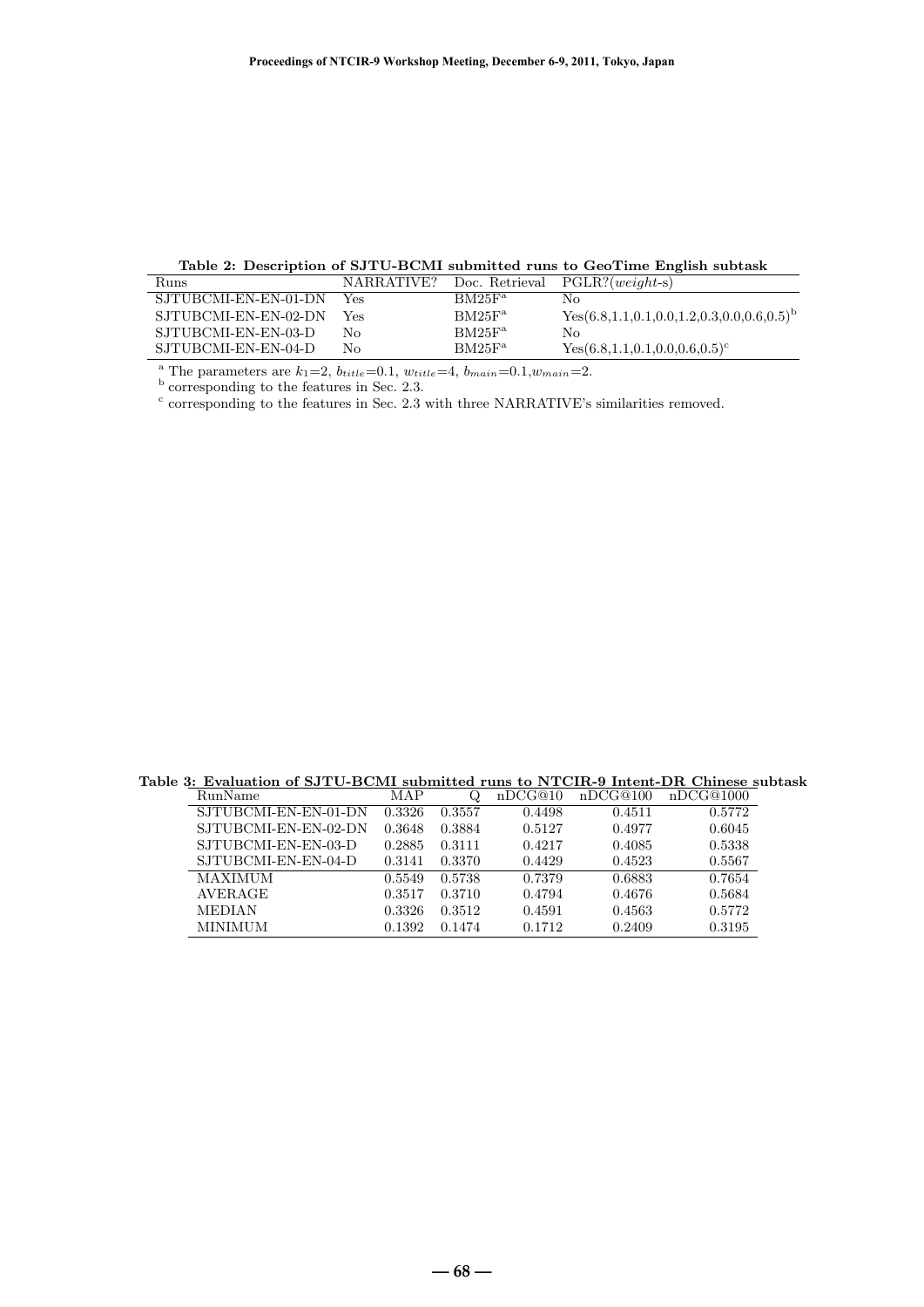**Table 2: Description of SJTU-BCMI submitted runs to GeoTime English subtask**

| Runs | NARRATIVE? | Doc. Retrieval | PGLR?(*weight*-s) |
|---|---|---|---|
| SJTUBCMI-EN-EN-01-DN | Yes | BM25F[a] | No |
| SJTUBCMI-EN-EN-02-DN | Yes | BM25F[a] | Yes(6.8,1.1,0.1,0.0,1.2,0.3,0.0,0.6,0.5)[b] |
| SJTUBCMI-EN-EN-03-D | No | BM25F[a] | No |
| SJTUBCMI-EN-EN-04-D | No | BM25F[a] | Yes(6.8,1.1,0.1,0.0,0.6,0.5)[c] |

[a] The parameters are $k_1$=2, $b_{title}$=0.1, $w_{title}$=4, $b_{main}$=0.1,$w_{main}$=2.
[b] corresponding to the features in Sec. 2.3.
[c] corresponding to the features in Sec. 2.3 with three NARRATIVE's similarities removed.

**Table 3: Evaluation of SJTU-BCMI submitted runs to NTCIR-9 Intent-DR Chinese subtask**

| RunName | MAP | Q | nDCG@10 | nDCG@100 | nDCG@1000 |
|---|---|---|---|---|---|
| SJTUBCMI-EN-EN-01-DN | 0.3326 | 0.3557 | 0.4498 | 0.4511 | 0.5772 |
| SJTUBCMI-EN-EN-02-DN | 0.3648 | 0.3884 | 0.5127 | 0.4977 | 0.6045 |
| SJTUBCMI-EN-EN-03-D | 0.2885 | 0.3111 | 0.4217 | 0.4085 | 0.5338 |
| SJTUBCMI-EN-EN-04-D | 0.3141 | 0.3370 | 0.4429 | 0.4523 | 0.5567 |
| MAXIMUM | 0.5549 | 0.5738 | 0.7379 | 0.6883 | 0.7654 |
| AVERAGE | 0.3517 | 0.3710 | 0.4794 | 0.4676 | 0.5684 |
| MEDIAN | 0.3326 | 0.3512 | 0.4591 | 0.4563 | 0.5772 |
| MINIMUM | 0.1392 | 0.1474 | 0.1712 | 0.2409 | 0.3195 |